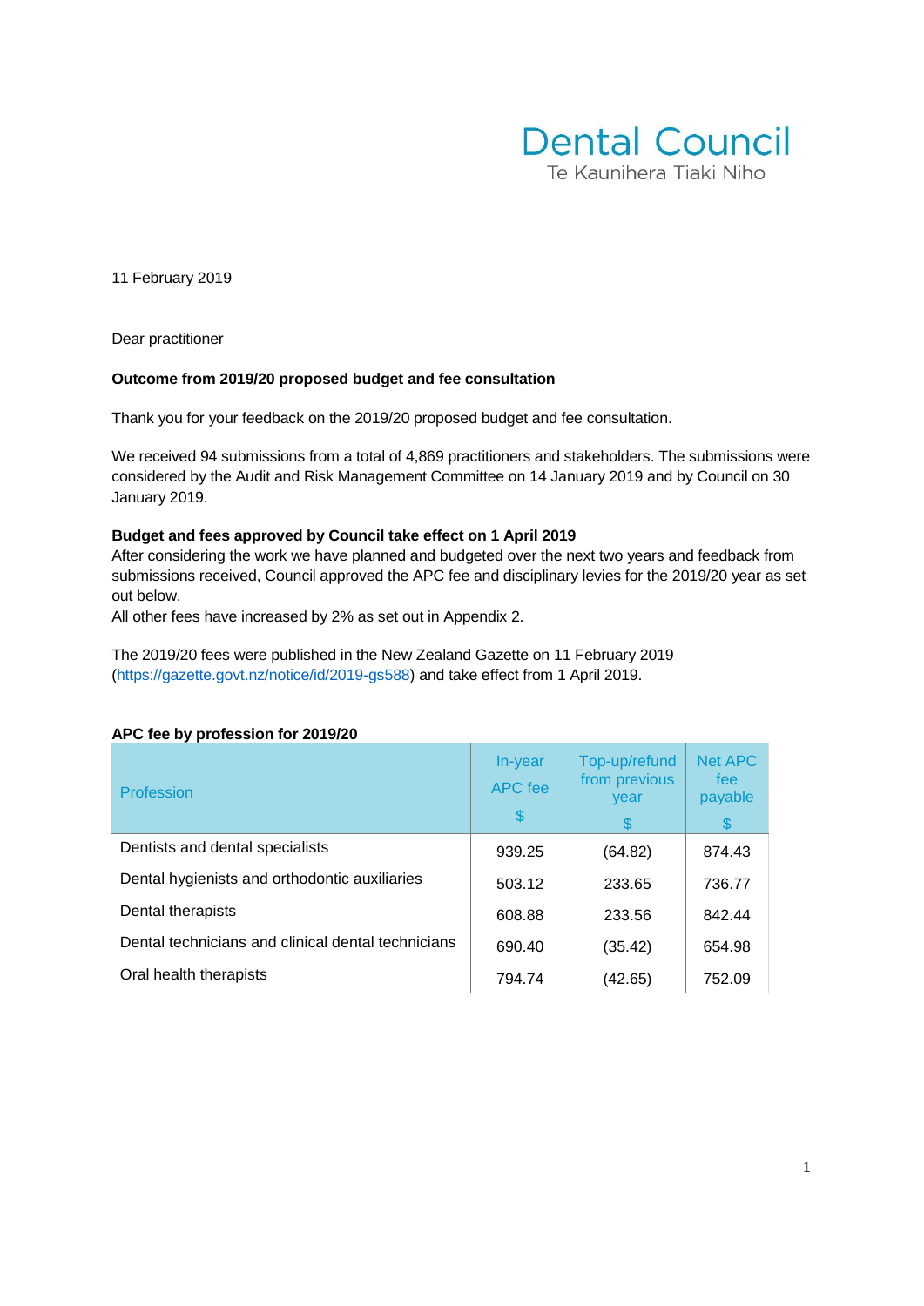Dental Council
Te Kaunihera Tiaki Niho

11 February 2019

Dear practitioner

**Outcome from 2019/20 proposed budget and fee consultation**

Thank you for your feedback on the 2019/20 proposed budget and fee consultation.

We received 94 submissions from a total of 4,869 practitioners and stakeholders. The submissions were considered by the Audit and Risk Management Committee on 14 January 2019 and by Council on 30 January 2019.

**Budget and fees approved by Council take effect on 1 April 2019**

After considering the work we have planned and budgeted over the next two years and feedback from submissions received, Council approved the APC fee and disciplinary levies for the 2019/20 year as set out below.

All other fees have increased by 2% as set out in Appendix 2.

The 2019/20 fees were published in the New Zealand Gazette on 11 February 2019 (https://gazette.govt.nz/notice/id/2019-gs588) and take effect from 1 April 2019.

**APC fee by profession for 2019/20**

| Profession | In-year APC fee $ | Top-up/refund from previous year $ | Net APC fee payable $ |
|---|---|---|---|
| Dentists and dental specialists | 939.25 | (64.82) | 874.43 |
| Dental hygienists and orthodontic auxiliaries | 503.12 | 233.65 | 736.77 |
| Dental therapists | 608.88 | 233.56 | 842.44 |
| Dental technicians and clinical dental technicians | 690.40 | (35.42) | 654.98 |
| Oral health therapists | 794.74 | (42.65) | 752.09 |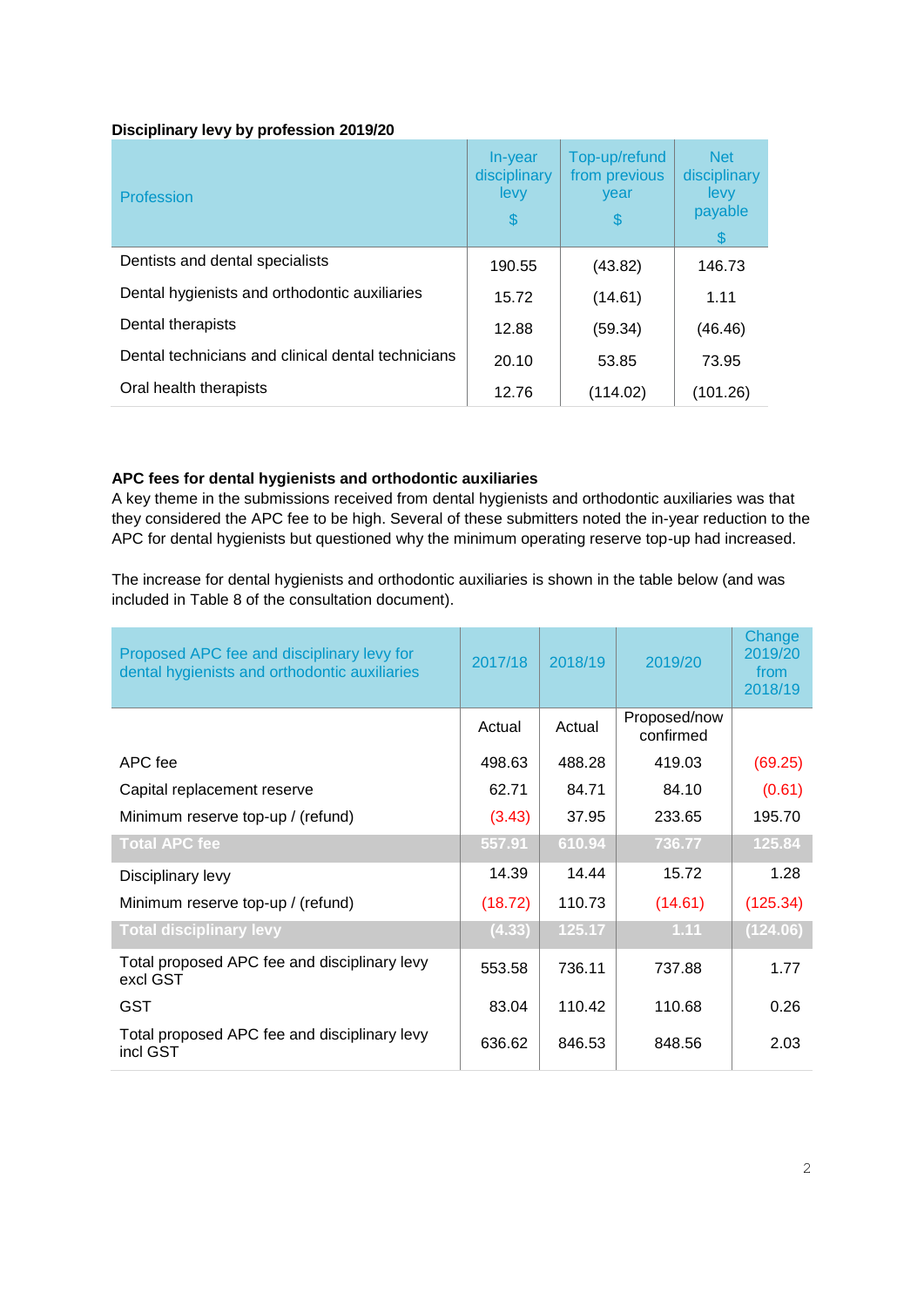**Disciplinary levy by profession 2019/20**

| Profession | In-year disciplinary levy $ | Top-up/refund from previous year $ | Net disciplinary levy payable $ |
|---|---|---|---|
| Dentists and dental specialists | 190.55 | (43.82) | 146.73 |
| Dental hygienists and orthodontic auxiliaries | 15.72 | (14.61) | 1.11 |
| Dental therapists | 12.88 | (59.34) | (46.46) |
| Dental technicians and clinical dental technicians | 20.10 | 53.85 | 73.95 |
| Oral health therapists | 12.76 | (114.02) | (101.26) |

**APC fees for dental hygienists and orthodontic auxiliaries**

A key theme in the submissions received from dental hygienists and orthodontic auxiliaries was that they considered the APC fee to be high. Several of these submitters noted the in-year reduction to the APC for dental hygienists but questioned why the minimum operating reserve top-up had increased.

The increase for dental hygienists and orthodontic auxiliaries is shown in the table below (and was included in Table 8 of the consultation document).

| Proposed APC fee and disciplinary levy for dental hygienists and orthodontic auxiliaries | 2017/18 | 2018/19 | 2019/20 | Change 2019/20 from 2018/19 |
|---|---|---|---|---|
| | Actual | Actual | Proposed/now confirmed | |
| APC fee | 498.63 | 488.28 | 419.03 | (69.25) |
| Capital replacement reserve | 62.71 | 84.71 | 84.10 | (0.61) |
| Minimum reserve top-up / (refund) | (3.43) | 37.95 | 233.65 | 195.70 |
| **Total APC fee** | **557.91** | **610.94** | **736.77** | **125.84** |
| Disciplinary levy | 14.39 | 14.44 | 15.72 | 1.28 |
| Minimum reserve top-up / (refund) | (18.72) | 110.73 | (14.61) | (125.34) |
| **Total disciplinary levy** | **(4.33)** | **125.17** | **1.11** | **(124.06)** |
| Total proposed APC fee and disciplinary levy excl GST | 553.58 | 736.11 | 737.88 | 1.77 |
| GST | 83.04 | 110.42 | 110.68 | 0.26 |
| Total proposed APC fee and disciplinary levy incl GST | 636.62 | 846.53 | 848.56 | 2.03 |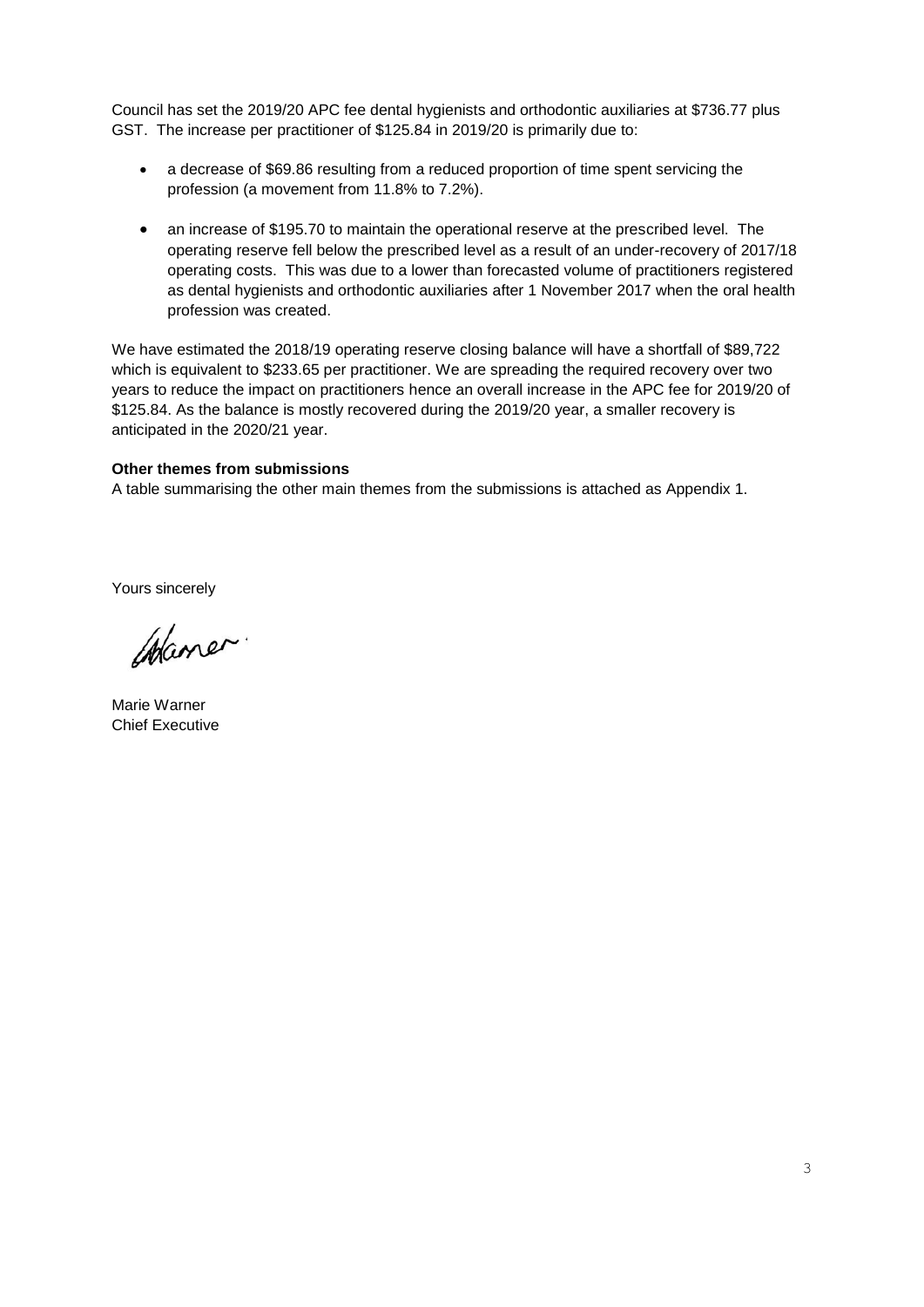Council has set the 2019/20 APC fee dental hygienists and orthodontic auxiliaries at $736.77 plus GST. The increase per practitioner of $125.84 in 2019/20 is primarily due to:

- a decrease of $69.86 resulting from a reduced proportion of time spent servicing the profession (a movement from 11.8% to 7.2%).
- an increase of $195.70 to maintain the operational reserve at the prescribed level. The operating reserve fell below the prescribed level as a result of an under-recovery of 2017/18 operating costs. This was due to a lower than forecasted volume of practitioners registered as dental hygienists and orthodontic auxiliaries after 1 November 2017 when the oral health profession was created.

We have estimated the 2018/19 operating reserve closing balance will have a shortfall of $89,722 which is equivalent to $233.65 per practitioner. We are spreading the required recovery over two years to reduce the impact on practitioners hence an overall increase in the APC fee for 2019/20 of $125.84. As the balance is mostly recovered during the 2019/20 year, a smaller recovery is anticipated in the 2020/21 year.

**Other themes from submissions**

A table summarising the other main themes from the submissions is attached as Appendix 1.

Yours sincerely

Marie Warner
Chief Executive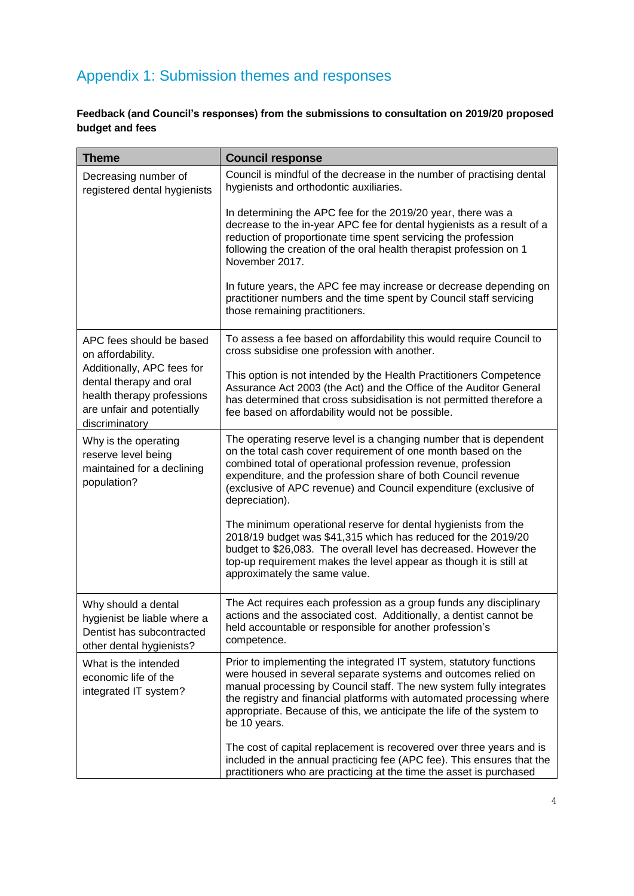# Appendix 1: Submission themes and responses

**Feedback (and Council's responses) from the submissions to consultation on 2019/20 proposed budget and fees**

| Theme | Council response |
|---|---|
| Decreasing number of registered dental hygienists | Council is mindful of the decrease in the number of practising dental hygienists and orthodontic auxiliaries.<br><br>In determining the APC fee for the 2019/20 year, there was a decrease to the in-year APC fee for dental hygienists as a result of a reduction of proportionate time spent servicing the profession following the creation of the oral health therapist profession on 1 November 2017.<br><br>In future years, the APC fee may increase or decrease depending on practitioner numbers and the time spent by Council staff servicing those remaining practitioners. |
| APC fees should be based on affordability. Additionally, APC fees for dental therapy and oral health therapy professions are unfair and potentially discriminatory | To assess a fee based on affordability this would require Council to cross subsidise one profession with another.<br><br>This option is not intended by the Health Practitioners Competence Assurance Act 2003 (the Act) and the Office of the Auditor General has determined that cross subsidisation is not permitted therefore a fee based on affordability would not be possible. |
| Why is the operating reserve level being maintained for a declining population? | The operating reserve level is a changing number that is dependent on the total cash cover requirement of one month based on the combined total of operational profession revenue, profession expenditure, and the profession share of both Council revenue (exclusive of APC revenue) and Council expenditure (exclusive of depreciation).<br><br>The minimum operational reserve for dental hygienists from the 2018/19 budget was $41,315 which has reduced for the 2019/20 budget to $26,083. The overall level has decreased. However the top-up requirement makes the level appear as though it is still at approximately the same value. |
| Why should a dental hygienist be liable where a Dentist has subcontracted other dental hygienists? | The Act requires each profession as a group funds any disciplinary actions and the associated cost. Additionally, a dentist cannot be held accountable or responsible for another profession's competence. |
| What is the intended economic life of the integrated IT system? | Prior to implementing the integrated IT system, statutory functions were housed in several separate systems and outcomes relied on manual processing by Council staff. The new system fully integrates the registry and financial platforms with automated processing where appropriate. Because of this, we anticipate the life of the system to be 10 years.<br><br>The cost of capital replacement is recovered over three years and is included in the annual practicing fee (APC fee). This ensures that the practitioners who are practicing at the time the asset is purchased |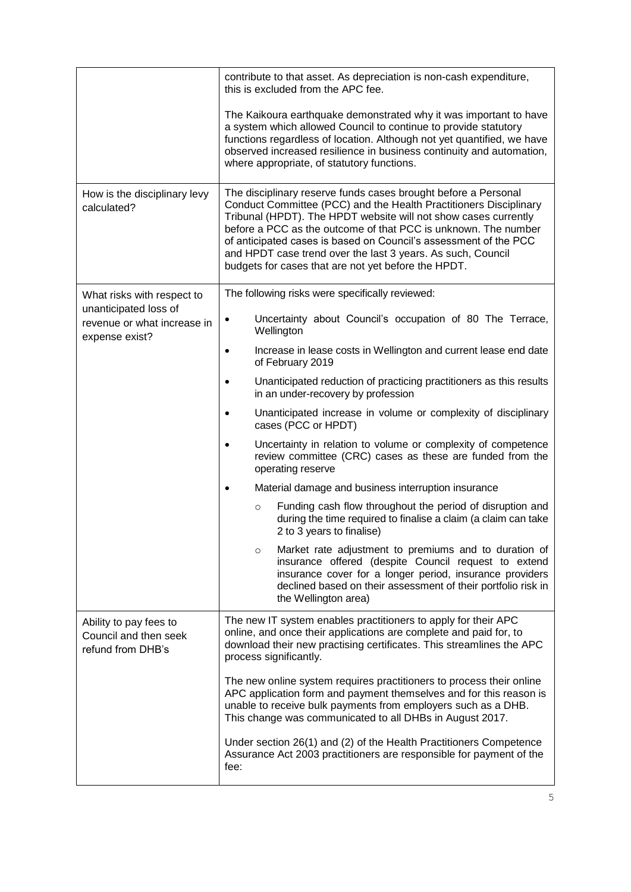| | |
|---|---|
| | contribute to that asset. As depreciation is non-cash expenditure, this is excluded from the APC fee.<br><br>The Kaikoura earthquake demonstrated why it was important to have a system which allowed Council to continue to provide statutory functions regardless of location. Although not yet quantified, we have observed increased resilience in business continuity and automation, where appropriate, of statutory functions. |
| How is the disciplinary levy calculated? | The disciplinary reserve funds cases brought before a Personal Conduct Committee (PCC) and the Health Practitioners Disciplinary Tribunal (HPDT). The HPDT website will not show cases currently before a PCC as the outcome of that PCC is unknown. The number of anticipated cases is based on Council's assessment of the PCC and HPDT case trend over the last 3 years. As such, Council budgets for cases that are not yet before the HPDT. |
| What risks with respect to unanticipated loss of revenue or what increase in expense exist? | The following risks were specifically reviewed:<br>• Uncertainty about Council's occupation of 80 The Terrace, Wellington<br>• Increase in lease costs in Wellington and current lease end date of February 2019<br>• Unanticipated reduction of practicing practitioners as this results in an under-recovery by profession<br>• Unanticipated increase in volume or complexity of disciplinary cases (PCC or HPDT)<br>• Uncertainty in relation to volume or complexity of competence review committee (CRC) cases as these are funded from the operating reserve<br>• Material damage and business interruption insurance<br>&nbsp;&nbsp;&nbsp;&nbsp;○ Funding cash flow throughout the period of disruption and during the time required to finalise a claim (a claim can take 2 to 3 years to finalise)<br>&nbsp;&nbsp;&nbsp;&nbsp;○ Market rate adjustment to premiums and to duration of insurance offered (despite Council request to extend insurance cover for a longer period, insurance providers declined based on their assessment of their portfolio risk in the Wellington area) |
| Ability to pay fees to Council and then seek refund from DHB's | The new IT system enables practitioners to apply for their APC online, and once their applications are complete and paid for, to download their new practising certificates. This streamlines the APC process significantly.<br><br>The new online system requires practitioners to process their online APC application form and payment themselves and for this reason is unable to receive bulk payments from employers such as a DHB. This change was communicated to all DHBs in August 2017.<br><br>Under section 26(1) and (2) of the Health Practitioners Competence Assurance Act 2003 practitioners are responsible for payment of the fee: |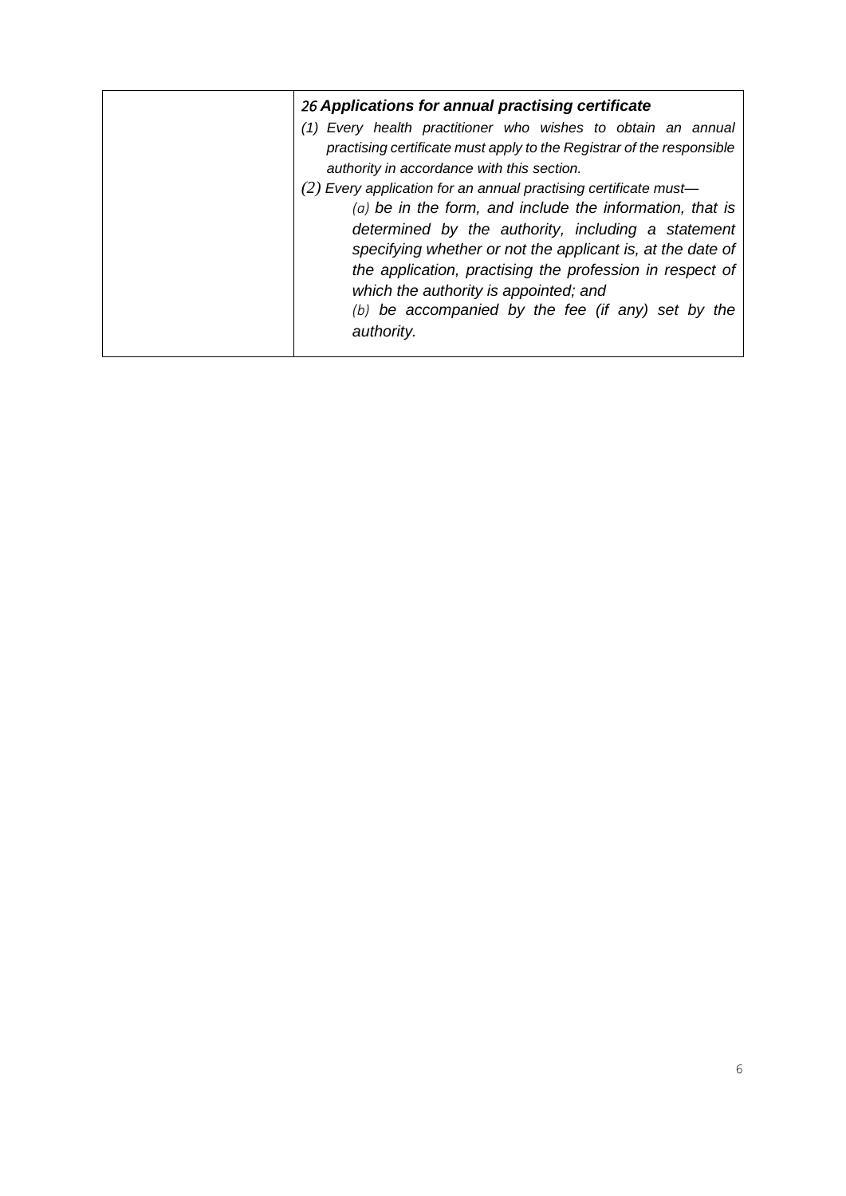| | *26* ***Applications for annual practising certificate***<br>*(1) Every health practitioner who wishes to obtain an annual practising certificate must apply to the Registrar of the responsible authority in accordance with this section.*<br>*(2) Every application for an annual practising certificate must—*<br>*(a) be in the form, and include the information, that is determined by the authority, including a statement specifying whether or not the applicant is, at the date of the application, practising the profession in respect of which the authority is appointed; and*<br>*(b) be accompanied by the fee (if any) set by the authority.* |
|---|---|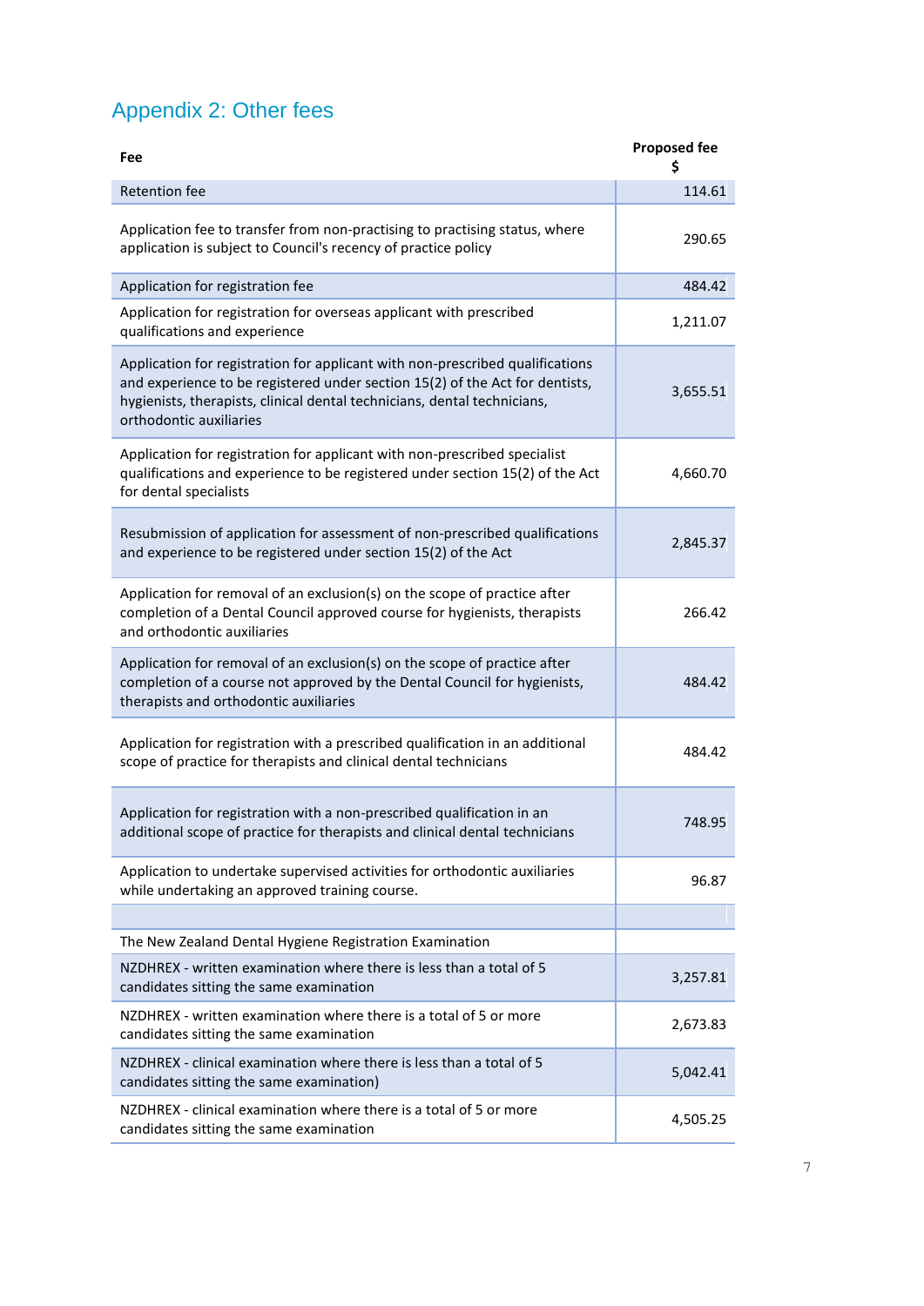## Appendix 2: Other fees

| Fee | Proposed fee $ |
|---|---|
| Retention fee | 114.61 |
| Application fee to transfer from non-practising to practising status, where application is subject to Council's recency of practice policy | 290.65 |
| Application for registration fee | 484.42 |
| Application for registration for overseas applicant with prescribed qualifications and experience | 1,211.07 |
| Application for registration for applicant with non-prescribed qualifications and experience to be registered under section 15(2) of the Act for dentists, hygienists, therapists, clinical dental technicians, dental technicians, orthodontic auxiliaries | 3,655.51 |
| Application for registration for applicant with non-prescribed specialist qualifications and experience to be registered under section 15(2) of the Act for dental specialists | 4,660.70 |
| Resubmission of application for assessment of non-prescribed qualifications and experience to be registered under section 15(2) of the Act | 2,845.37 |
| Application for removal of an exclusion(s) on the scope of practice after completion of a Dental Council approved course for hygienists, therapists and orthodontic auxiliaries | 266.42 |
| Application for removal of an exclusion(s) on the scope of practice after completion of a course not approved by the Dental Council for hygienists, therapists and orthodontic auxiliaries | 484.42 |
| Application for registration with a prescribed qualification in an additional scope of practice for therapists and clinical dental technicians | 484.42 |
| Application for registration with a non-prescribed qualification in an additional scope of practice for therapists and clinical dental technicians | 748.95 |
| Application to undertake supervised activities for orthodontic auxiliaries while undertaking an approved training course. | 96.87 |
| | |
| The New Zealand Dental Hygiene Registration Examination | |
| NZDHREX - written examination where there is less than a total of 5 candidates sitting the same examination | 3,257.81 |
| NZDHREX - written examination where there is a total of 5 or more candidates sitting the same examination | 2,673.83 |
| NZDHREX - clinical examination where there is less than a total of 5 candidates sitting the same examination) | 5,042.41 |
| NZDHREX - clinical examination where there is a total of 5 or more candidates sitting the same examination | 4,505.25 |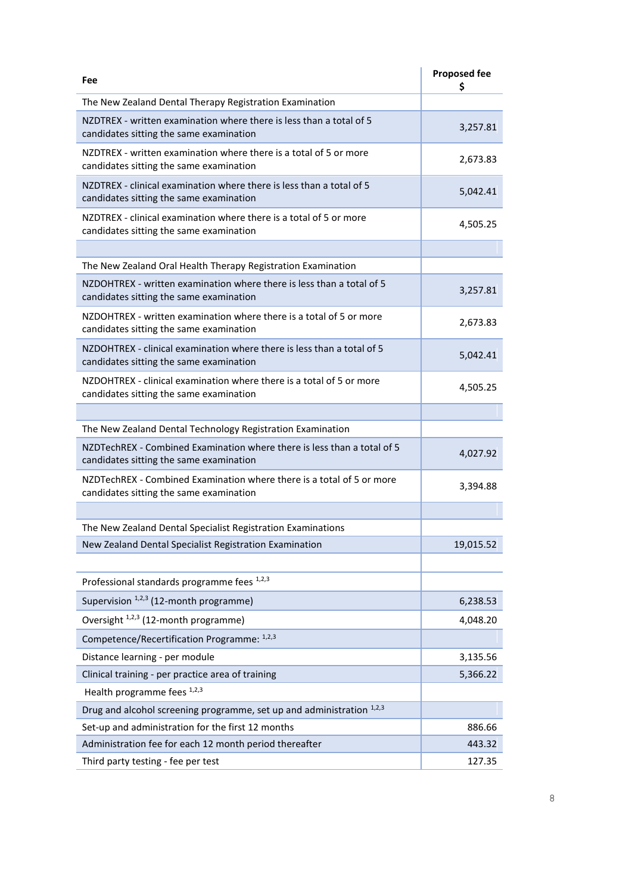| Fee | Proposed fee $ |
| --- | --- |
| The New Zealand Dental Therapy Registration Examination | |
| NZDTREX - written examination where there is less than a total of 5 candidates sitting the same examination | 3,257.81 |
| NZDTREX - written examination where there is a total of 5 or more candidates sitting the same examination | 2,673.83 |
| NZDTREX - clinical examination where there is less than a total of 5 candidates sitting the same examination | 5,042.41 |
| NZDTREX - clinical examination where there is a total of 5 or more candidates sitting the same examination | 4,505.25 |
| | |
| The New Zealand Oral Health Therapy Registration Examination | |
| NZDOHTREX - written examination where there is less than a total of 5 candidates sitting the same examination | 3,257.81 |
| NZDOHTREX - written examination where there is a total of 5 or more candidates sitting the same examination | 2,673.83 |
| NZDOHTREX - clinical examination where there is less than a total of 5 candidates sitting the same examination | 5,042.41 |
| NZDOHTREX - clinical examination where there is a total of 5 or more candidates sitting the same examination | 4,505.25 |
| | |
| The New Zealand Dental Technology Registration Examination | |
| NZDTechREX - Combined Examination where there is less than a total of 5 candidates sitting the same examination | 4,027.92 |
| NZDTechREX - Combined Examination where there is a total of 5 or more candidates sitting the same examination | 3,394.88 |
| | |
| The New Zealand Dental Specialist Registration Examinations | |
| New Zealand Dental Specialist Registration Examination | 19,015.52 |
| | |
| Professional standards programme fees [1,2,3] | |
| Supervision [1,2,3] (12-month programme) | 6,238.53 |
| Oversight [1,2,3] (12-month programme) | 4,048.20 |
| Competence/Recertification Programme: [1,2,3] | |
| Distance learning - per module | 3,135.56 |
| Clinical training - per practice area of training | 5,366.22 |
| Health programme fees [1,2,3] | |
| Drug and alcohol screening programme, set up and administration [1,2,3] | |
| Set-up and administration for the first 12 months | 886.66 |
| Administration fee for each 12 month period thereafter | 443.32 |
| Third party testing - fee per test | 127.35 |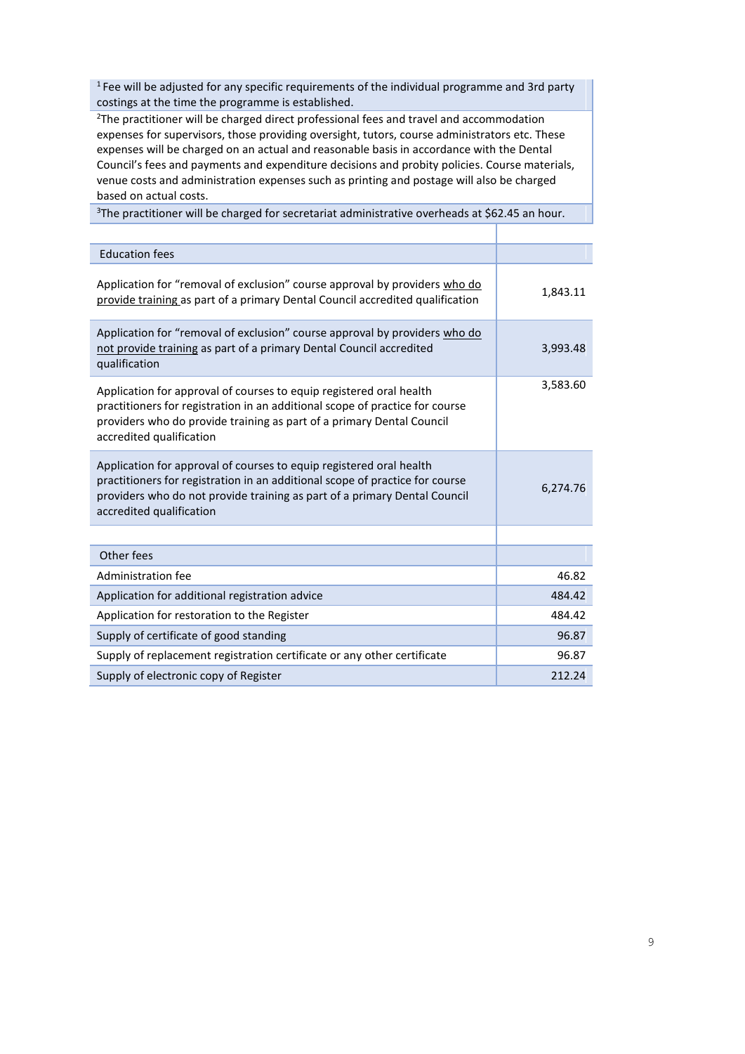[1] Fee will be adjusted for any specific requirements of the individual programme and 3rd party costings at the time the programme is established.

[2]The practitioner will be charged direct professional fees and travel and accommodation expenses for supervisors, those providing oversight, tutors, course administrators etc. These expenses will be charged on an actual and reasonable basis in accordance with the Dental Council's fees and payments and expenditure decisions and probity policies. Course materials, venue costs and administration expenses such as printing and postage will also be charged based on actual costs.

[3]The practitioner will be charged for secretariat administrative overheads at $62.45 an hour.

| | |
|---|---|
| Education fees | |
| Application for "removal of exclusion" course approval by providers who do provide training as part of a primary Dental Council accredited qualification | 1,843.11 |
| Application for "removal of exclusion" course approval by providers who do not provide training as part of a primary Dental Council accredited qualification | 3,993.48 |
| Application for approval of courses to equip registered oral health practitioners for registration in an additional scope of practice for course providers who do provide training as part of a primary Dental Council accredited qualification | 3,583.60 |
| Application for approval of courses to equip registered oral health practitioners for registration in an additional scope of practice for course providers who do not provide training as part of a primary Dental Council accredited qualification | 6,274.76 |
| | |
| Other fees | |
| Administration fee | 46.82 |
| Application for additional registration advice | 484.42 |
| Application for restoration to the Register | 484.42 |
| Supply of certificate of good standing | 96.87 |
| Supply of replacement registration certificate or any other certificate | 96.87 |
| Supply of electronic copy of Register | 212.24 |